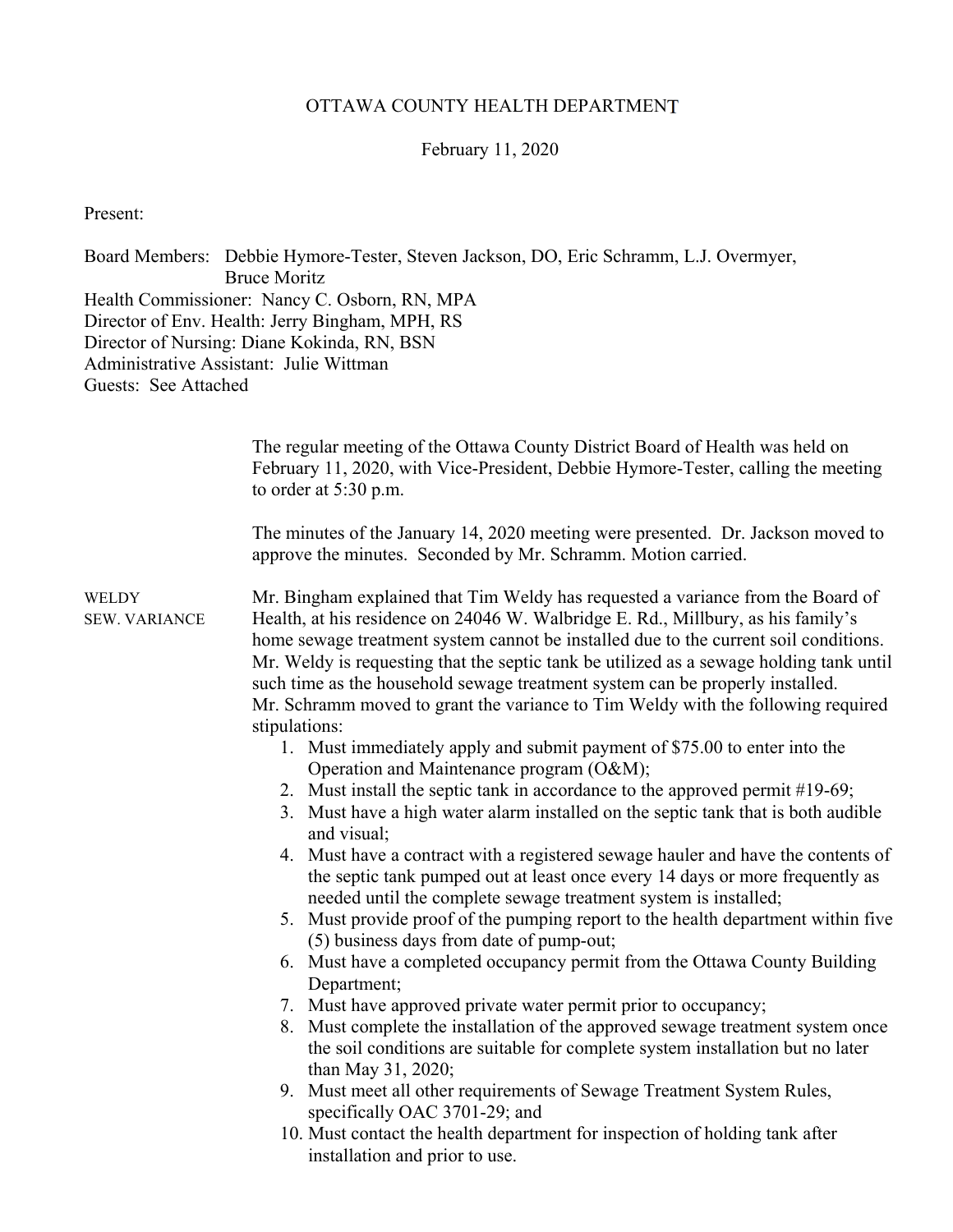# OTTAWA COUNTY HEALTH DEPARTMENT

February 11, 2020

Present:

Board Members: Debbie Hymore-Tester, Steven Jackson, DO, Eric Schramm, L.J. Overmyer, Bruce Moritz
Health Commissioner: Nancy C. Osborn, RN, MPA
Director of Env. Health: Jerry Bingham, MPH, RS
Director of Nursing: Diane Kokinda, RN, BSN
Administrative Assistant: Julie Wittman
Guests: See Attached

The regular meeting of the Ottawa County District Board of Health was held on February 11, 2020, with Vice-President, Debbie Hymore-Tester, calling the meeting to order at 5:30 p.m.

The minutes of the January 14, 2020 meeting were presented. Dr. Jackson moved to approve the minutes. Seconded by Mr. Schramm. Motion carried.

WELDY SEW. VARIANCE

Mr. Bingham explained that Tim Weldy has requested a variance from the Board of Health, at his residence on 24046 W. Walbridge E. Rd., Millbury, as his family's home sewage treatment system cannot be installed due to the current soil conditions. Mr. Weldy is requesting that the septic tank be utilized as a sewage holding tank until such time as the household sewage treatment system can be properly installed. Mr. Schramm moved to grant the variance to Tim Weldy with the following required stipulations:

1. Must immediately apply and submit payment of $75.00 to enter into the Operation and Maintenance program (O&M);
2. Must install the septic tank in accordance to the approved permit #19-69;
3. Must have a high water alarm installed on the septic tank that is both audible and visual;
4. Must have a contract with a registered sewage hauler and have the contents of the septic tank pumped out at least once every 14 days or more frequently as needed until the complete sewage treatment system is installed;
5. Must provide proof of the pumping report to the health department within five (5) business days from date of pump-out;
6. Must have a completed occupancy permit from the Ottawa County Building Department;
7. Must have approved private water permit prior to occupancy;
8. Must complete the installation of the approved sewage treatment system once the soil conditions are suitable for complete system installation but no later than May 31, 2020;
9. Must meet all other requirements of Sewage Treatment System Rules, specifically OAC 3701-29; and
10. Must contact the health department for inspection of holding tank after installation and prior to use.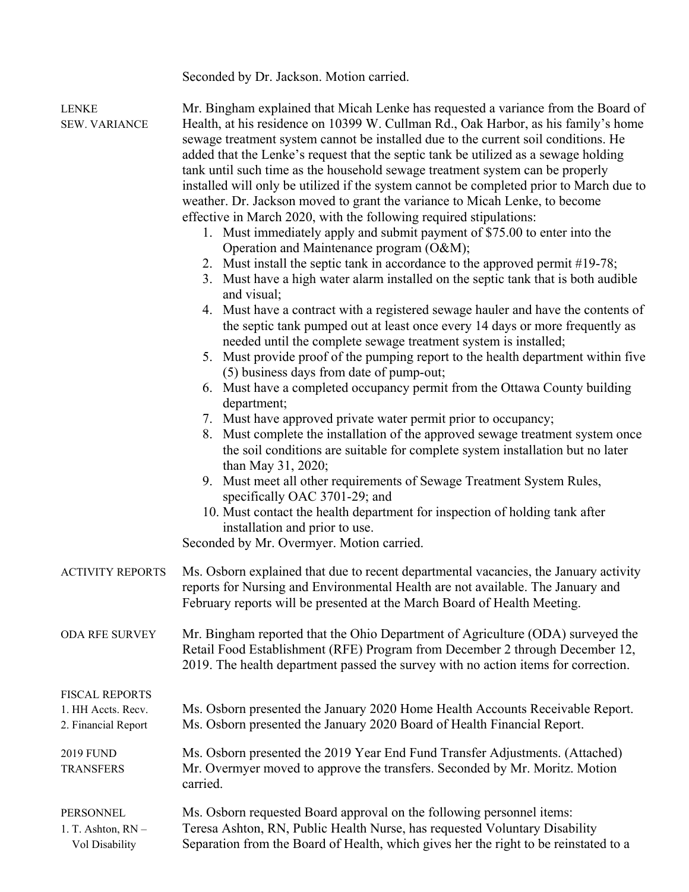Seconded by Dr. Jackson. Motion carried.

**LENKE SEW. VARIANCE**

Mr. Bingham explained that Micah Lenke has requested a variance from the Board of Health, at his residence on 10399 W. Cullman Rd., Oak Harbor, as his family's home sewage treatment system cannot be installed due to the current soil conditions. He added that the Lenke's request that the septic tank be utilized as a sewage holding tank until such time as the household sewage treatment system can be properly installed will only be utilized if the system cannot be completed prior to March due to weather. Dr. Jackson moved to grant the variance to Micah Lenke, to become effective in March 2020, with the following required stipulations:

1. Must immediately apply and submit payment of $75.00 to enter into the Operation and Maintenance program (O&M);
2. Must install the septic tank in accordance to the approved permit #19-78;
3. Must have a high water alarm installed on the septic tank that is both audible and visual;
4. Must have a contract with a registered sewage hauler and have the contents of the septic tank pumped out at least once every 14 days or more frequently as needed until the complete sewage treatment system is installed;
5. Must provide proof of the pumping report to the health department within five (5) business days from date of pump-out;
6. Must have a completed occupancy permit from the Ottawa County building department;
7. Must have approved private water permit prior to occupancy;
8. Must complete the installation of the approved sewage treatment system once the soil conditions are suitable for complete system installation but no later than May 31, 2020;
9. Must meet all other requirements of Sewage Treatment System Rules, specifically OAC 3701-29; and
10. Must contact the health department for inspection of holding tank after installation and prior to use.

Seconded by Mr. Overmyer. Motion carried.

**ACTIVITY REPORTS**

Ms. Osborn explained that due to recent departmental vacancies, the January activity reports for Nursing and Environmental Health are not available. The January and February reports will be presented at the March Board of Health Meeting.

**ODA RFE SURVEY**

Mr. Bingham reported that the Ohio Department of Agriculture (ODA) surveyed the Retail Food Establishment (RFE) Program from December 2 through December 12, 2019. The health department passed the survey with no action items for correction.

**FISCAL REPORTS**

1. HH Accts. Recv. — Ms. Osborn presented the January 2020 Home Health Accounts Receivable Report.
2. Financial Report — Ms. Osborn presented the January 2020 Board of Health Financial Report.

**2019 FUND TRANSFERS**

Ms. Osborn presented the 2019 Year End Fund Transfer Adjustments. (Attached) Mr. Overmyer moved to approve the transfers. Seconded by Mr. Moritz. Motion carried.

**PERSONNEL**

Ms. Osborn requested Board approval on the following personnel items:

1. T. Ashton, RN – Vol Disability

Teresa Ashton, RN, Public Health Nurse, has requested Voluntary Disability Separation from the Board of Health, which gives her the right to be reinstated to a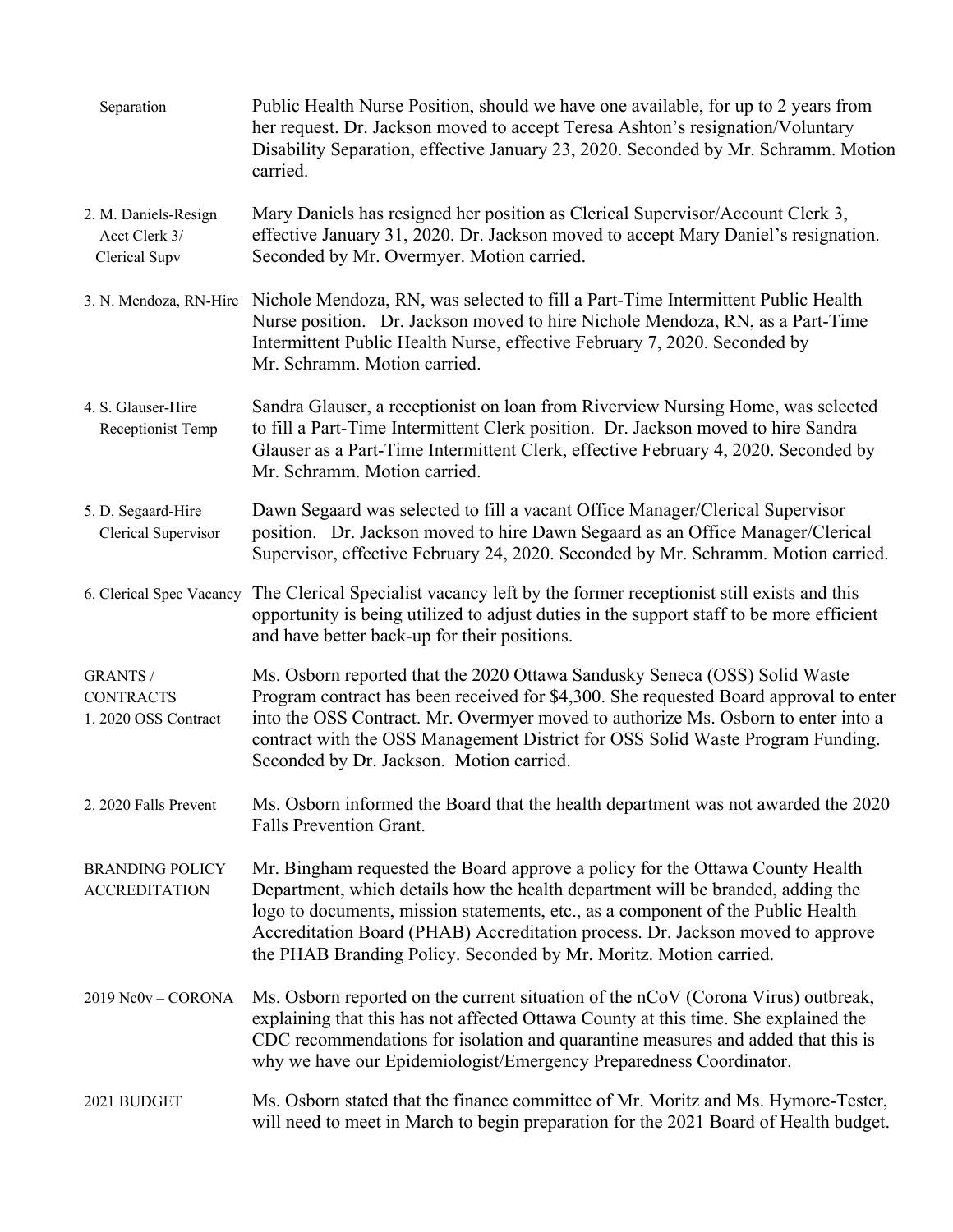| | |
|---|---|
| Separation | Public Health Nurse Position, should we have one available, for up to 2 years from her request. Dr. Jackson moved to accept Teresa Ashton's resignation/Voluntary Disability Separation, effective January 23, 2020. Seconded by Mr. Schramm. Motion carried. |
| 2. M. Daniels-Resign Acct Clerk 3/ Clerical Supv | Mary Daniels has resigned her position as Clerical Supervisor/Account Clerk 3, effective January 31, 2020. Dr. Jackson moved to accept Mary Daniel's resignation. Seconded by Mr. Overmyer. Motion carried. |
| 3. N. Mendoza, RN-Hire | Nichole Mendoza, RN, was selected to fill a Part-Time Intermittent Public Health Nurse position. Dr. Jackson moved to hire Nichole Mendoza, RN, as a Part-Time Intermittent Public Health Nurse, effective February 7, 2020. Seconded by Mr. Schramm. Motion carried. |
| 4. S. Glauser-Hire Receptionist Temp | Sandra Glauser, a receptionist on loan from Riverview Nursing Home, was selected to fill a Part-Time Intermittent Clerk position. Dr. Jackson moved to hire Sandra Glauser as a Part-Time Intermittent Clerk, effective February 4, 2020. Seconded by Mr. Schramm. Motion carried. |
| 5. D. Segaard-Hire Clerical Supervisor | Dawn Segaard was selected to fill a vacant Office Manager/Clerical Supervisor position. Dr. Jackson moved to hire Dawn Segaard as an Office Manager/Clerical Supervisor, effective February 24, 2020. Seconded by Mr. Schramm. Motion carried. |
| 6. Clerical Spec Vacancy | The Clerical Specialist vacancy left by the former receptionist still exists and this opportunity is being utilized to adjust duties in the support staff to be more efficient and have better back-up for their positions. |
| GRANTS / CONTRACTS 1. 2020 OSS Contract | Ms. Osborn reported that the 2020 Ottawa Sandusky Seneca (OSS) Solid Waste Program contract has been received for $4,300. She requested Board approval to enter into the OSS Contract. Mr. Overmyer moved to authorize Ms. Osborn to enter into a contract with the OSS Management District for OSS Solid Waste Program Funding. Seconded by Dr. Jackson. Motion carried. |
| 2. 2020 Falls Prevent | Ms. Osborn informed the Board that the health department was not awarded the 2020 Falls Prevention Grant. |
| BRANDING POLICY ACCREDITATION | Mr. Bingham requested the Board approve a policy for the Ottawa County Health Department, which details how the health department will be branded, adding the logo to documents, mission statements, etc., as a component of the Public Health Accreditation Board (PHAB) Accreditation process. Dr. Jackson moved to approve the PHAB Branding Policy. Seconded by Mr. Moritz. Motion carried. |
| 2019 Nc0v – CORONA | Ms. Osborn reported on the current situation of the nCoV (Corona Virus) outbreak, explaining that this has not affected Ottawa County at this time. She explained the CDC recommendations for isolation and quarantine measures and added that this is why we have our Epidemiologist/Emergency Preparedness Coordinator. |
| 2021 BUDGET | Ms. Osborn stated that the finance committee of Mr. Moritz and Ms. Hymore-Tester, will need to meet in March to begin preparation for the 2021 Board of Health budget. |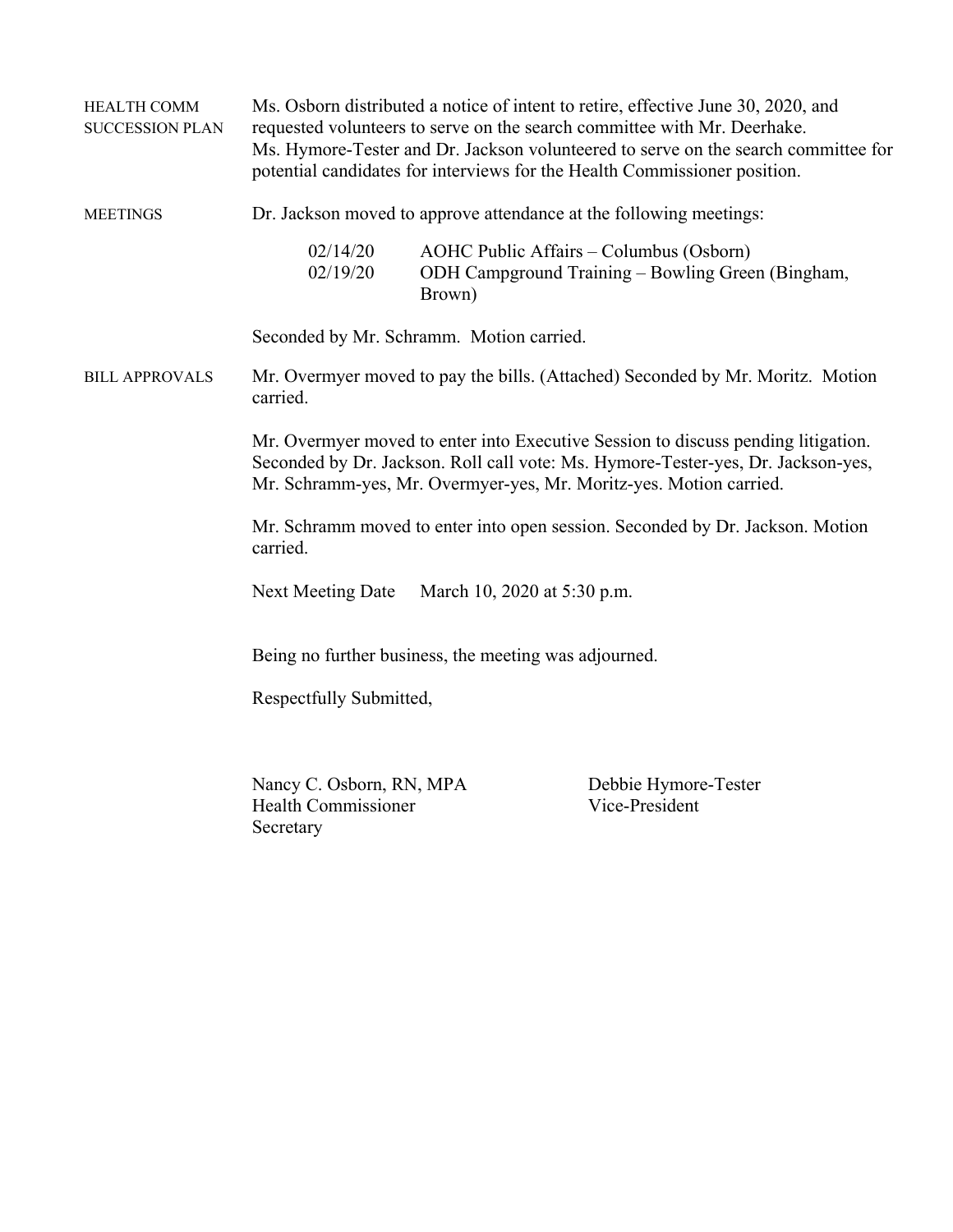**HEALTH COMM SUCCESSION PLAN**

Ms. Osborn distributed a notice of intent to retire, effective June 30, 2020, and requested volunteers to serve on the search committee with Mr. Deerhake. Ms. Hymore-Tester and Dr. Jackson volunteered to serve on the search committee for potential candidates for interviews for the Health Commissioner position.

**MEETINGS**

Dr. Jackson moved to approve attendance at the following meetings:

| | |
|---|---|
| 02/14/20 | AOHC Public Affairs – Columbus (Osborn) |
| 02/19/20 | ODH Campground Training – Bowling Green (Bingham, Brown) |

Seconded by Mr. Schramm. Motion carried.

**BILL APPROVALS**

Mr. Overmyer moved to pay the bills. (Attached) Seconded by Mr. Moritz. Motion carried.

Mr. Overmyer moved to enter into Executive Session to discuss pending litigation. Seconded by Dr. Jackson. Roll call vote: Ms. Hymore-Tester-yes, Dr. Jackson-yes, Mr. Schramm-yes, Mr. Overmyer-yes, Mr. Moritz-yes. Motion carried.

Mr. Schramm moved to enter into open session. Seconded by Dr. Jackson. Motion carried.

Next Meeting Date March 10, 2020 at 5:30 p.m.

Being no further business, the meeting was adjourned.

Respectfully Submitted,

Nancy C. Osborn, RN, MPA
Health Commissioner
Secretary

Debbie Hymore-Tester
Vice-President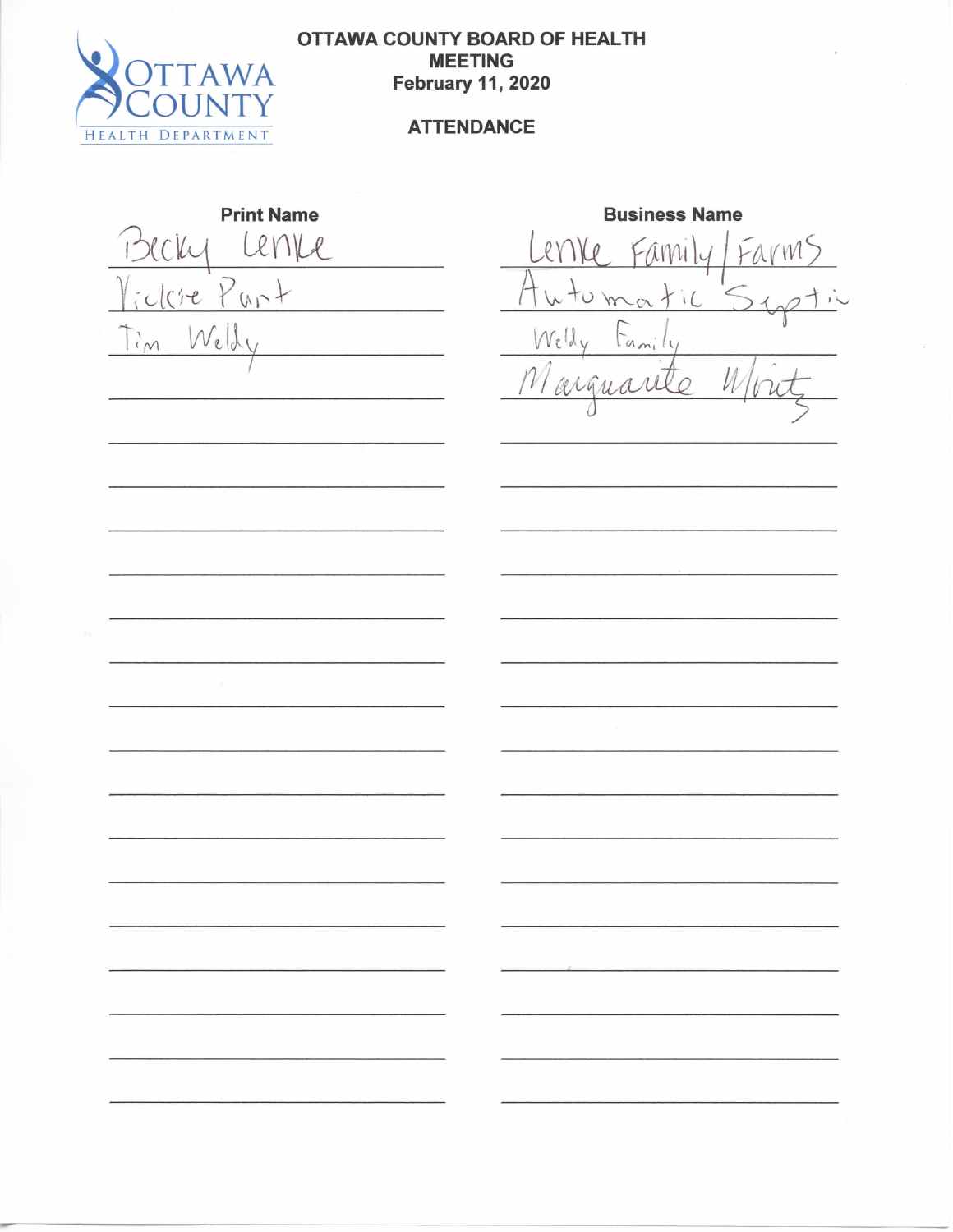# OTTAWA COUNTY BOARD OF HEALTH MEETING

**February 11, 2020**

## ATTENDANCE

| Print Name | Business Name |
| --- | --- |
| Becky Lenke | Lenke Family/Farms |
| Vickie Pant | Automatic Septic |
| Tim Welly | Welly Family |
| | Marguarite Wirtz |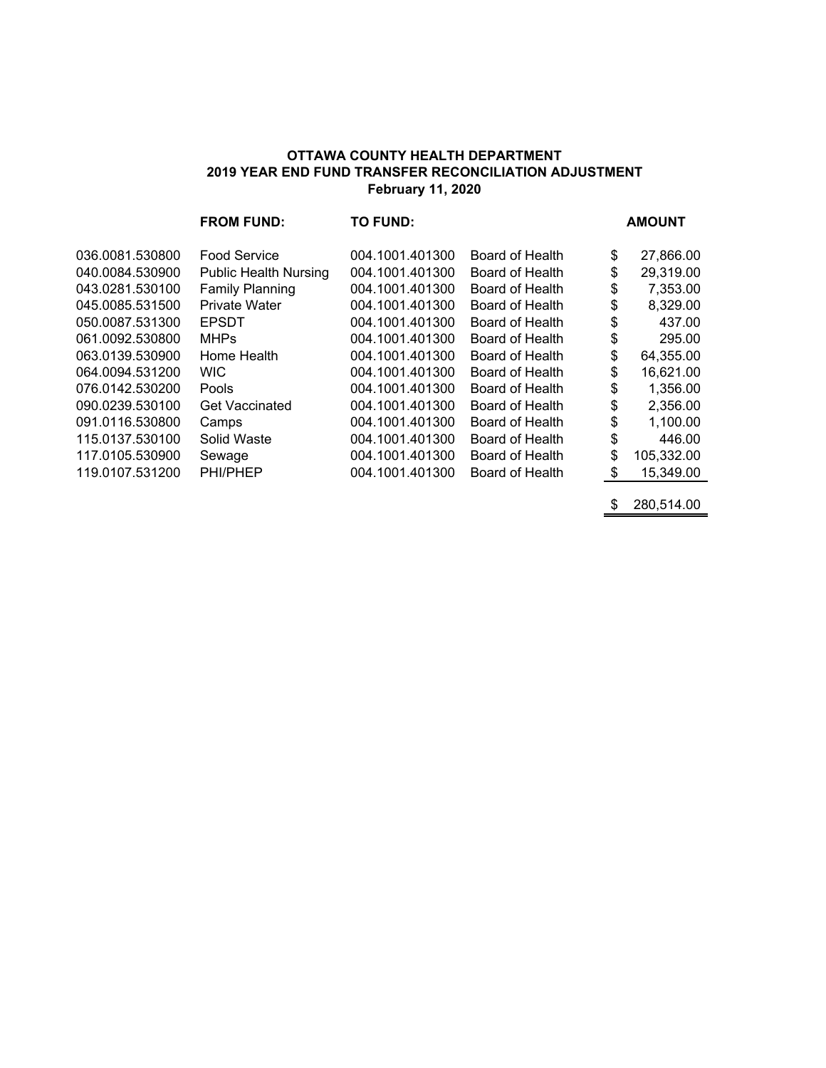**OTTAWA COUNTY HEALTH DEPARTMENT**
**2019 YEAR END FUND TRANSFER RECONCILIATION ADJUSTMENT**
**February 11, 2020**

| | FROM FUND: | TO FUND: | | AMOUNT |
|---|---|---|---|---|
| 036.0081.530800 | Food Service | 004.1001.401300 | Board of Health | $ 27,866.00 |
| 040.0084.530900 | Public Health Nursing | 004.1001.401300 | Board of Health | $ 29,319.00 |
| 043.0281.530100 | Family Planning | 004.1001.401300 | Board of Health | $ 7,353.00 |
| 045.0085.531500 | Private Water | 004.1001.401300 | Board of Health | $ 8,329.00 |
| 050.0087.531300 | EPSDT | 004.1001.401300 | Board of Health | $ 437.00 |
| 061.0092.530800 | MHPs | 004.1001.401300 | Board of Health | $ 295.00 |
| 063.0139.530900 | Home Health | 004.1001.401300 | Board of Health | $ 64,355.00 |
| 064.0094.531200 | WIC | 004.1001.401300 | Board of Health | $ 16,621.00 |
| 076.0142.530200 | Pools | 004.1001.401300 | Board of Health | $ 1,356.00 |
| 090.0239.530100 | Get Vaccinated | 004.1001.401300 | Board of Health | $ 2,356.00 |
| 091.0116.530800 | Camps | 004.1001.401300 | Board of Health | $ 1,100.00 |
| 115.0137.530100 | Solid Waste | 004.1001.401300 | Board of Health | $ 446.00 |
| 117.0105.530900 | Sewage | 004.1001.401300 | Board of Health | $ 105,332.00 |
| 119.0107.531200 | PHI/PHEP | 004.1001.401300 | Board of Health | $ 15,349.00 |
| | | | | $ 280,514.00 |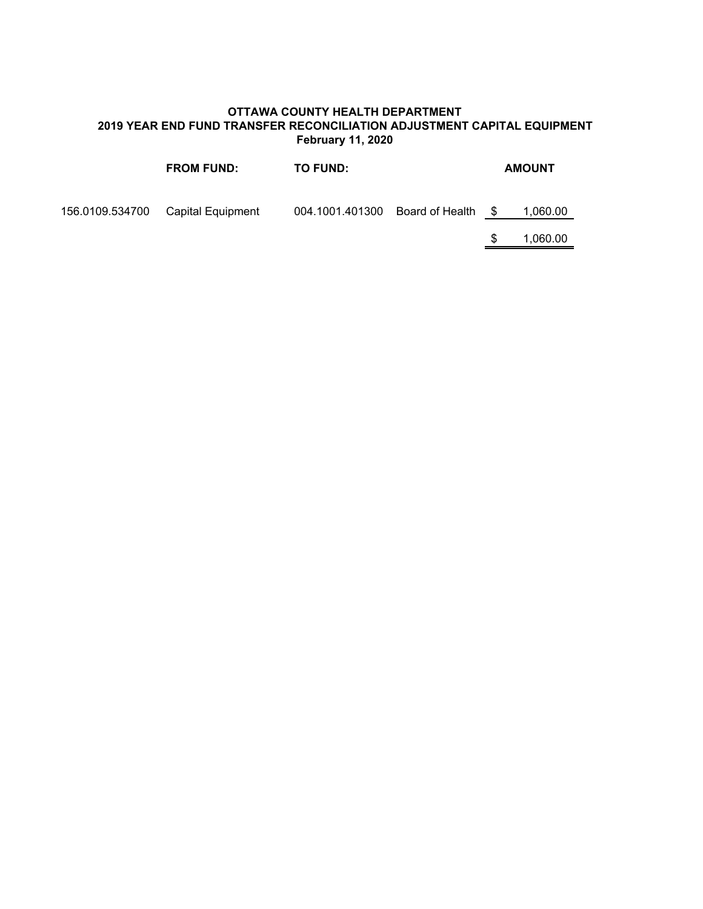**OTTAWA COUNTY HEALTH DEPARTMENT**
**2019 YEAR END FUND TRANSFER RECONCILIATION ADJUSTMENT CAPITAL EQUIPMENT**
**February 11, 2020**

| FROM FUND: | | TO FUND: | | AMOUNT |
|---|---|---|---|---|
| 156.0109.534700 | Capital Equipment | 004.1001.401300 | Board of Health | $ 1,060.00 |
| | | | | $ 1,060.00 |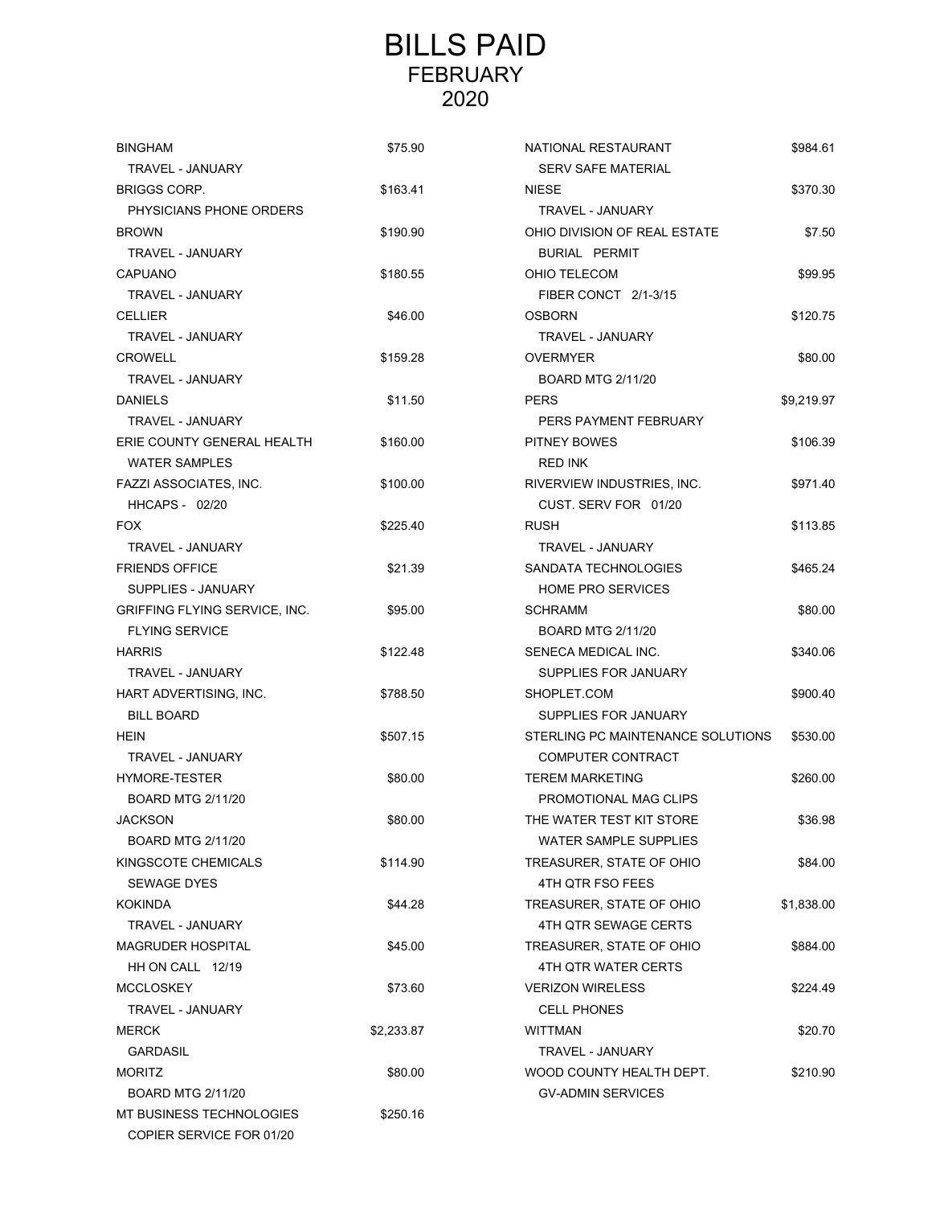# BILLS PAID
## FEBRUARY
## 2020

| | | |
|---|---|---|
| BINGHAM | TRAVEL - JANUARY | $75.90 |
| BRIGGS CORP. | PHYSICIANS PHONE ORDERS | $163.41 |
| BROWN | TRAVEL - JANUARY | $190.90 |
| CAPUANO | TRAVEL - JANUARY | $180.55 |
| CELLIER | TRAVEL - JANUARY | $46.00 |
| CROWELL | TRAVEL - JANUARY | $159.28 |
| DANIELS | TRAVEL - JANUARY | $11.50 |
| ERIE COUNTY GENERAL HEALTH | WATER SAMPLES | $160.00 |
| FAZZI ASSOCIATES, INC. | HHCAPS - 02/20 | $100.00 |
| FOX | TRAVEL - JANUARY | $225.40 |
| FRIENDS OFFICE | SUPPLIES - JANUARY | $21.39 |
| GRIFFING FLYING SERVICE, INC. | FLYING SERVICE | $95.00 |
| HARRIS | TRAVEL - JANUARY | $122.48 |
| HART ADVERTISING, INC. | BILL BOARD | $788.50 |
| HEIN | TRAVEL - JANUARY | $507.15 |
| HYMORE-TESTER | BOARD MTG 2/11/20 | $80.00 |
| JACKSON | BOARD MTG 2/11/20 | $80.00 |
| KINGSCOTE CHEMICALS | SEWAGE DYES | $114.90 |
| KOKINDA | TRAVEL - JANUARY | $44.28 |
| MAGRUDER HOSPITAL | HH ON CALL 12/19 | $45.00 |
| MCCLOSKEY | TRAVEL - JANUARY | $73.60 |
| MERCK | GARDASIL | $2,233.87 |
| MORITZ | BOARD MTG 2/11/20 | $80.00 |
| MT BUSINESS TECHNOLOGIES | COPIER SERVICE FOR 01/20 | $250.16 |
| NATIONAL RESTAURANT | SERV SAFE MATERIAL | $984.61 |
| NIESE | TRAVEL - JANUARY | $370.30 |
| OHIO DIVISION OF REAL ESTATE | BURIAL PERMIT | $7.50 |
| OHIO TELECOM | FIBER CONCT 2/1-3/15 | $99.95 |
| OSBORN | TRAVEL - JANUARY | $120.75 |
| OVERMYER | BOARD MTG 2/11/20 | $80.00 |
| PERS | PERS PAYMENT FEBRUARY | $9,219.97 |
| PITNEY BOWES | RED INK | $106.39 |
| RIVERVIEW INDUSTRIES, INC. | CUST. SERV FOR 01/20 | $971.40 |
| RUSH | TRAVEL - JANUARY | $113.85 |
| SANDATA TECHNOLOGIES | HOME PRO SERVICES | $465.24 |
| SCHRAMM | BOARD MTG 2/11/20 | $80.00 |
| SENECA MEDICAL INC. | SUPPLIES FOR JANUARY | $340.06 |
| SHOPLET.COM | SUPPLIES FOR JANUARY | $900.40 |
| STERLING PC MAINTENANCE SOLUTIONS | COMPUTER CONTRACT | $530.00 |
| TEREM MARKETING | PROMOTIONAL MAG CLIPS | $260.00 |
| THE WATER TEST KIT STORE | WATER SAMPLE SUPPLIES | $36.98 |
| TREASURER, STATE OF OHIO | 4TH QTR FSO FEES | $84.00 |
| TREASURER, STATE OF OHIO | 4TH QTR SEWAGE CERTS | $1,838.00 |
| TREASURER, STATE OF OHIO | 4TH QTR WATER CERTS | $884.00 |
| VERIZON WIRELESS | CELL PHONES | $224.49 |
| WITTMAN | TRAVEL - JANUARY | $20.70 |
| WOOD COUNTY HEALTH DEPT. | GV-ADMIN SERVICES | $210.90 |